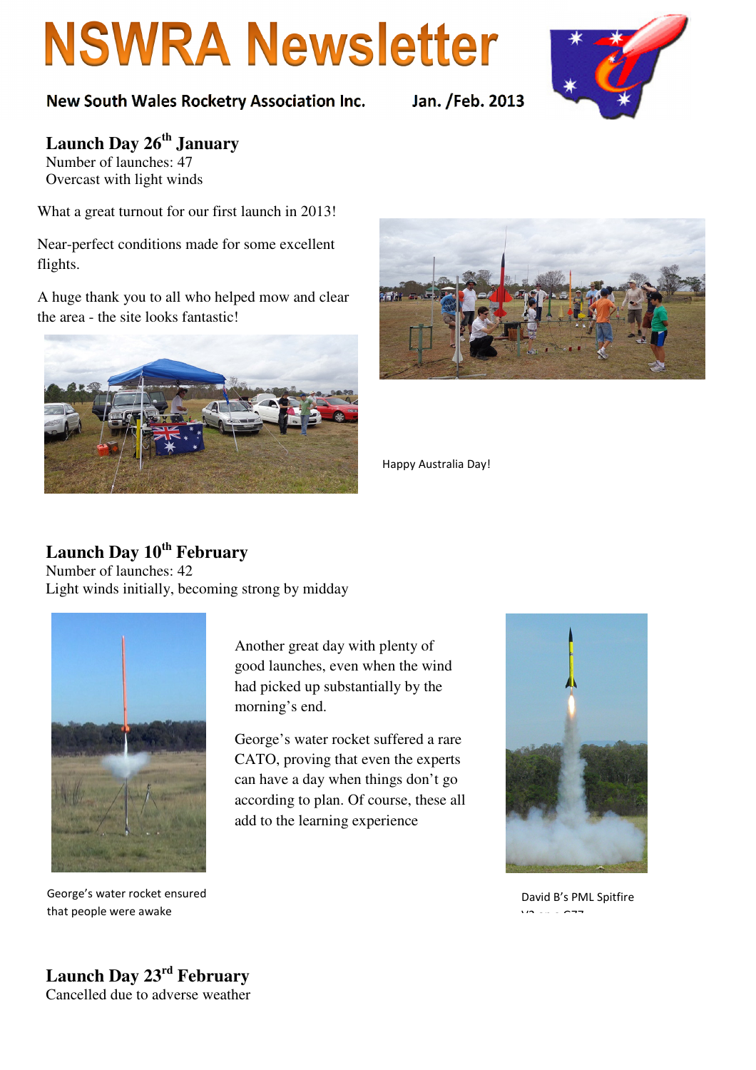# NSWRA Newsletter

New South Wales Rocketry Association Inc. Jan. /Feb. 2013

## Launch Day 26th January

Number of launches: 47
Overcast with light winds

What a great turnout for our first launch in 2013!

Near-perfect conditions made for some excellent flights.

A huge thank you to all who helped mow and clear the area - the site looks fantastic!

Happy Australia Day!

## Launch Day 10th February

Number of launches: 42
Light winds initially, becoming strong by midday

Another great day with plenty of good launches, even when the wind had picked up substantially by the morning's end.

George's water rocket suffered a rare CATO, proving that even the experts can have a day when things don't go according to plan. Of course, these all add to the learning experience

George's water rocket ensured that people were awake

David B's PML Spitfire

## Launch Day 23rd February

Cancelled due to adverse weather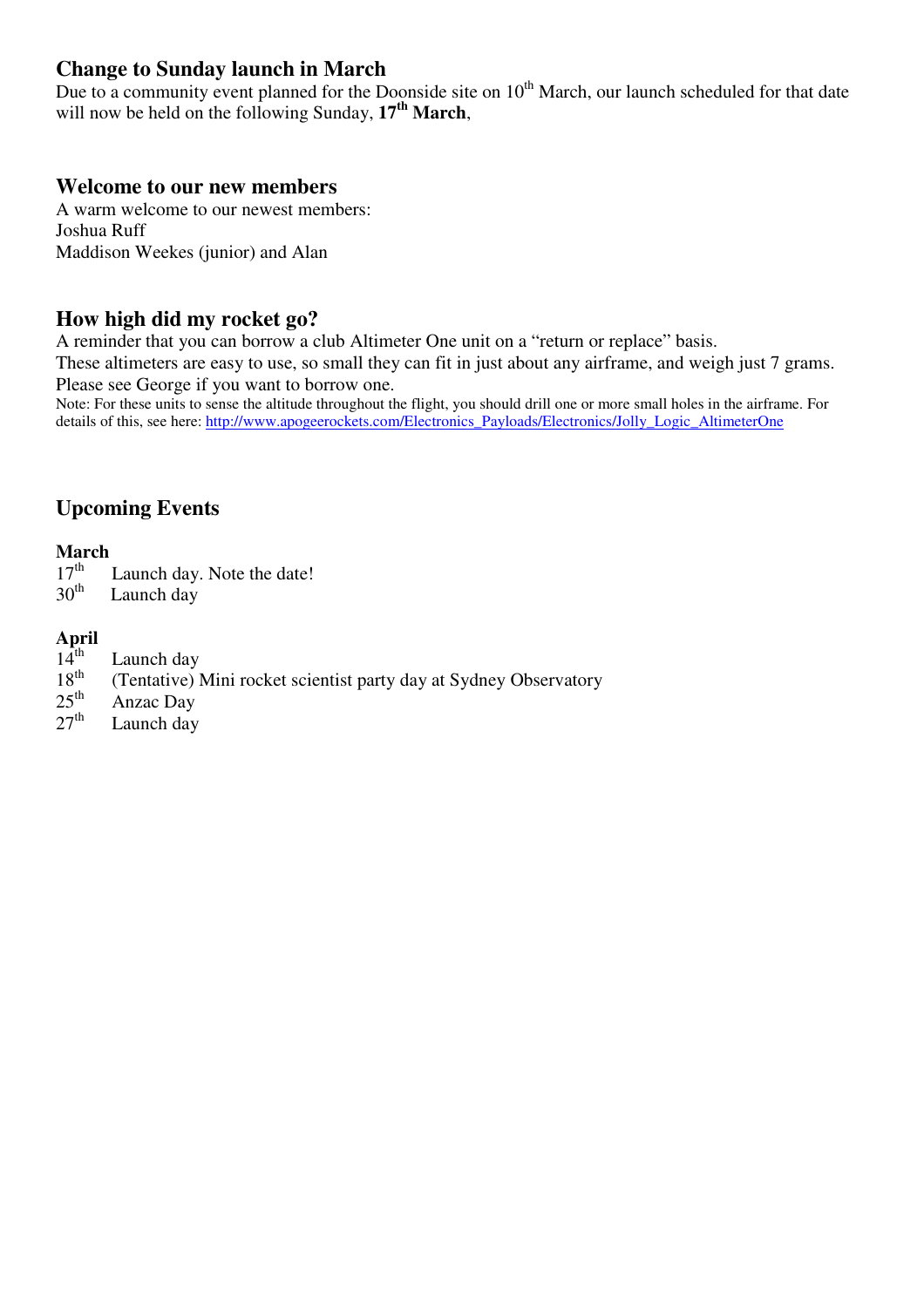## Change to Sunday launch in March

Due to a community event planned for the Doonside site on 10th March, our launch scheduled for that date will now be held on the following Sunday, **17th March**,

## Welcome to our new members

A warm welcome to our newest members:
Joshua Ruff
Maddison Weekes (junior) and Alan

## How high did my rocket go?

A reminder that you can borrow a club Altimeter One unit on a "return or replace" basis.
These altimeters are easy to use, so small they can fit in just about any airframe, and weigh just 7 grams.
Please see George if you want to borrow one.

Note: For these units to sense the altitude throughout the flight, you should drill one or more small holes in the airframe. For details of this, see here: http://www.apogeerockets.com/Electronics_Payloads/Electronics/Jolly_Logic_AltimeterOne

## Upcoming Events

**March**

17th Launch day. Note the date!
30th Launch day

**April**

14th Launch day
18th (Tentative) Mini rocket scientist party day at Sydney Observatory
25th Anzac Day
27th Launch day